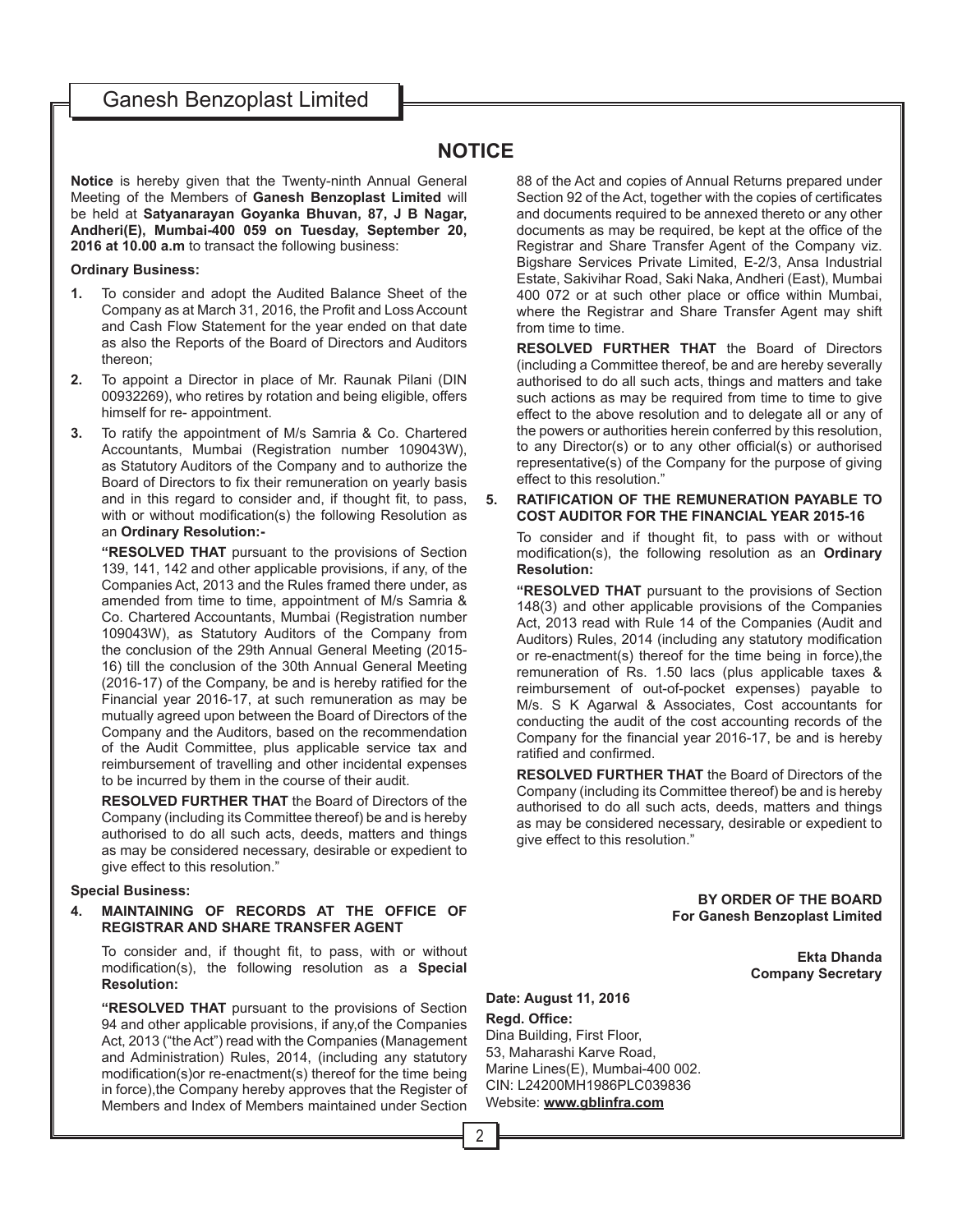# NOTICE

**Notice** is hereby given that the Twenty-ninth Annual General Meeting of the Members of **Ganesh Benzoplast Limited** will be held at **Satyanarayan Goyanka Bhuvan, 87, J B Nagar, Andheri(E), Mumbai-400 059 on Tuesday, September 20, 2016 at 10.00 a.m** to transact the following business:

**Ordinary Business:**

1. To consider and adopt the Audited Balance Sheet of the Company as at March 31, 2016, the Profit and Loss Account and Cash Flow Statement for the year ended on that date as also the Reports of the Board of Directors and Auditors thereon;
2. To appoint a Director in place of Mr. Raunak Pilani (DIN 00932269), who retires by rotation and being eligible, offers himself for re- appointment.
3. To ratify the appointment of M/s Samria & Co. Chartered Accountants, Mumbai (Registration number 109043W), as Statutory Auditors of the Company and to authorize the Board of Directors to fix their remuneration on yearly basis and in this regard to consider and, if thought fit, to pass, with or without modification(s) the following Resolution as an **Ordinary Resolution:-**

   **"RESOLVED THAT** pursuant to the provisions of Section 139, 141, 142 and other applicable provisions, if any, of the Companies Act, 2013 and the Rules framed there under, as amended from time to time, appointment of M/s Samria & Co. Chartered Accountants, Mumbai (Registration number 109043W), as Statutory Auditors of the Company from the conclusion of the 29th Annual General Meeting (2015-16) till the conclusion of the 30th Annual General Meeting (2016-17) of the Company, be and is hereby ratified for the Financial year 2016-17, at such remuneration as may be mutually agreed upon between the Board of Directors of the Company and the Auditors, based on the recommendation of the Audit Committee, plus applicable service tax and reimbursement of travelling and other incidental expenses to be incurred by them in the course of their audit.

   **RESOLVED FURTHER THAT** the Board of Directors of the Company (including its Committee thereof) be and is hereby authorised to do all such acts, deeds, matters and things as may be considered necessary, desirable or expedient to give effect to this resolution."

**Special Business:**

4. **MAINTAINING OF RECORDS AT THE OFFICE OF REGISTRAR AND SHARE TRANSFER AGENT**

   To consider and, if thought fit, to pass, with or without modification(s), the following resolution as a **Special Resolution:**

   **"RESOLVED THAT** pursuant to the provisions of Section 94 and other applicable provisions, if any,of the Companies Act, 2013 ("the Act") read with the Companies (Management and Administration) Rules, 2014, (including any statutory modification(s)or re-enactment(s) thereof for the time being in force),the Company hereby approves that the Register of Members and Index of Members maintained under Section 88 of the Act and copies of Annual Returns prepared under Section 92 of the Act, together with the copies of certificates and documents required to be annexed thereto or any other documents as may be required, be kept at the office of the Registrar and Share Transfer Agent of the Company viz. Bigshare Services Private Limited, E-2/3, Ansa Industrial Estate, Sakivihar Road, Saki Naka, Andheri (East), Mumbai 400 072 or at such other place or office within Mumbai, where the Registrar and Share Transfer Agent may shift from time to time.

   **RESOLVED FURTHER THAT** the Board of Directors (including a Committee thereof, be and are hereby severally authorised to do all such acts, things and matters and take such actions as may be required from time to time to give effect to the above resolution and to delegate all or any of the powers or authorities herein conferred by this resolution, to any Director(s) or to any other official(s) or authorised representative(s) of the Company for the purpose of giving effect to this resolution."

5. **RATIFICATION OF THE REMUNERATION PAYABLE TO COST AUDITOR FOR THE FINANCIAL YEAR 2015-16**

   To consider and if thought fit, to pass with or without modification(s), the following resolution as an **Ordinary Resolution:**

   **"RESOLVED THAT** pursuant to the provisions of Section 148(3) and other applicable provisions of the Companies Act, 2013 read with Rule 14 of the Companies (Audit and Auditors) Rules, 2014 (including any statutory modification or re-enactment(s) thereof for the time being in force),the remuneration of Rs. 1.50 lacs (plus applicable taxes & reimbursement of out-of-pocket expenses) payable to M/s. S K Agarwal & Associates, Cost accountants for conducting the audit of the cost accounting records of the Company for the financial year 2016-17, be and is hereby ratified and confirmed.

   **RESOLVED FURTHER THAT** the Board of Directors of the Company (including its Committee thereof) be and is hereby authorised to do all such acts, deeds, matters and things as may be considered necessary, desirable or expedient to give effect to this resolution."

**BY ORDER OF THE BOARD**
**For Ganesh Benzoplast Limited**

**Ekta Dhanda**
**Company Secretary**

**Date: August 11, 2016**

**Regd. Office:**
Dina Building, First Floor,
53, Maharashi Karve Road,
Marine Lines(E), Mumbai-400 002.
CIN: L24200MH1986PLC039836
Website: **www.gblinfra.com**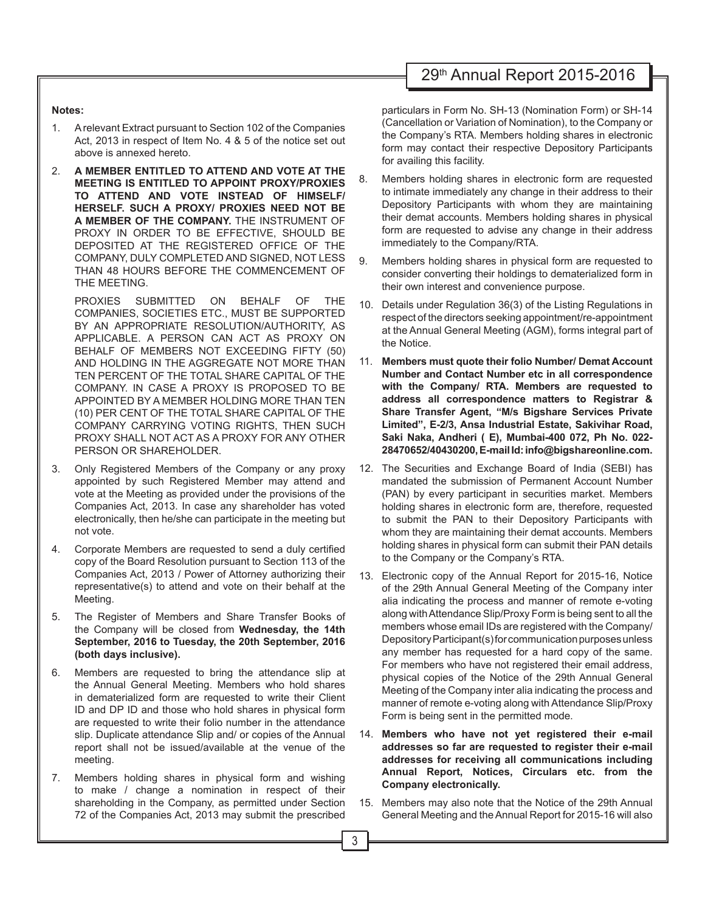**Notes:**

1. A relevant Extract pursuant to Section 102 of the Companies Act, 2013 in respect of Item No. 4 & 5 of the notice set out above is annexed hereto.

2. **A MEMBER ENTITLED TO ATTEND AND VOTE AT THE MEETING IS ENTITLED TO APPOINT PROXY/PROXIES TO ATTEND AND VOTE INSTEAD OF HIMSELF/ HERSELF. SUCH A PROXY/ PROXIES NEED NOT BE A MEMBER OF THE COMPANY.** THE INSTRUMENT OF PROXY IN ORDER TO BE EFFECTIVE, SHOULD BE DEPOSITED AT THE REGISTERED OFFICE OF THE COMPANY, DULY COMPLETED AND SIGNED, NOT LESS THAN 48 HOURS BEFORE THE COMMENCEMENT OF THE MEETING.

   PROXIES SUBMITTED ON BEHALF OF THE COMPANIES, SOCIETIES ETC., MUST BE SUPPORTED BY AN APPROPRIATE RESOLUTION/AUTHORITY, AS APPLICABLE. A PERSON CAN ACT AS PROXY ON BEHALF OF MEMBERS NOT EXCEEDING FIFTY (50) AND HOLDING IN THE AGGREGATE NOT MORE THAN TEN PERCENT OF THE TOTAL SHARE CAPITAL OF THE COMPANY. IN CASE A PROXY IS PROPOSED TO BE APPOINTED BY A MEMBER HOLDING MORE THAN TEN (10) PER CENT OF THE TOTAL SHARE CAPITAL OF THE COMPANY CARRYING VOTING RIGHTS, THEN SUCH PROXY SHALL NOT ACT AS A PROXY FOR ANY OTHER PERSON OR SHAREHOLDER.

3. Only Registered Members of the Company or any proxy appointed by such Registered Member may attend and vote at the Meeting as provided under the provisions of the Companies Act, 2013. In case any shareholder has voted electronically, then he/she can participate in the meeting but not vote.

4. Corporate Members are requested to send a duly certified copy of the Board Resolution pursuant to Section 113 of the Companies Act, 2013 / Power of Attorney authorizing their representative(s) to attend and vote on their behalf at the Meeting.

5. The Register of Members and Share Transfer Books of the Company will be closed from **Wednesday, the 14th September, 2016 to Tuesday, the 20th September, 2016 (both days inclusive).**

6. Members are requested to bring the attendance slip at the Annual General Meeting. Members who hold shares in dematerialized form are requested to write their Client ID and DP ID and those who hold shares in physical form are requested to write their folio number in the attendance slip. Duplicate attendance Slip and/ or copies of the Annual report shall not be issued/available at the venue of the meeting.

7. Members holding shares in physical form and wishing to make / change a nomination in respect of their shareholding in the Company, as permitted under Section 72 of the Companies Act, 2013 may submit the prescribed particulars in Form No. SH-13 (Nomination Form) or SH-14 (Cancellation or Variation of Nomination), to the Company or the Company's RTA. Members holding shares in electronic form may contact their respective Depository Participants for availing this facility.

8. Members holding shares in electronic form are requested to intimate immediately any change in their address to their Depository Participants with whom they are maintaining their demat accounts. Members holding shares in physical form are requested to advise any change in their address immediately to the Company/RTA.

9. Members holding shares in physical form are requested to consider converting their holdings to dematerialized form in their own interest and convenience purpose.

10. Details under Regulation 36(3) of the Listing Regulations in respect of the directors seeking appointment/re-appointment at the Annual General Meeting (AGM), forms integral part of the Notice.

11. **Members must quote their folio Number/ Demat Account Number and Contact Number etc in all correspondence with the Company/ RTA. Members are requested to address all correspondence matters to Registrar & Share Transfer Agent, "M/s Bigshare Services Private Limited", E-2/3, Ansa Industrial Estate, Sakivihar Road, Saki Naka, Andheri ( E), Mumbai-400 072, Ph No. 022-28470652/40430200, E-mail Id: info@bigshareonline.com.**

12. The Securities and Exchange Board of India (SEBI) has mandated the submission of Permanent Account Number (PAN) by every participant in securities market. Members holding shares in electronic form are, therefore, requested to submit the PAN to their Depository Participants with whom they are maintaining their demat accounts. Members holding shares in physical form can submit their PAN details to the Company or the Company's RTA.

13. Electronic copy of the Annual Report for 2015-16, Notice of the 29th Annual General Meeting of the Company inter alia indicating the process and manner of remote e-voting along with Attendance Slip/Proxy Form is being sent to all the members whose email IDs are registered with the Company/ Depository Participant(s) for communication purposes unless any member has requested for a hard copy of the same. For members who have not registered their email address, physical copies of the Notice of the 29th Annual General Meeting of the Company inter alia indicating the process and manner of remote e-voting along with Attendance Slip/Proxy Form is being sent in the permitted mode.

14. **Members who have not yet registered their e-mail addresses so far are requested to register their e-mail addresses for receiving all communications including Annual Report, Notices, Circulars etc. from the Company electronically.**

15. Members may also note that the Notice of the 29th Annual General Meeting and the Annual Report for 2015-16 will also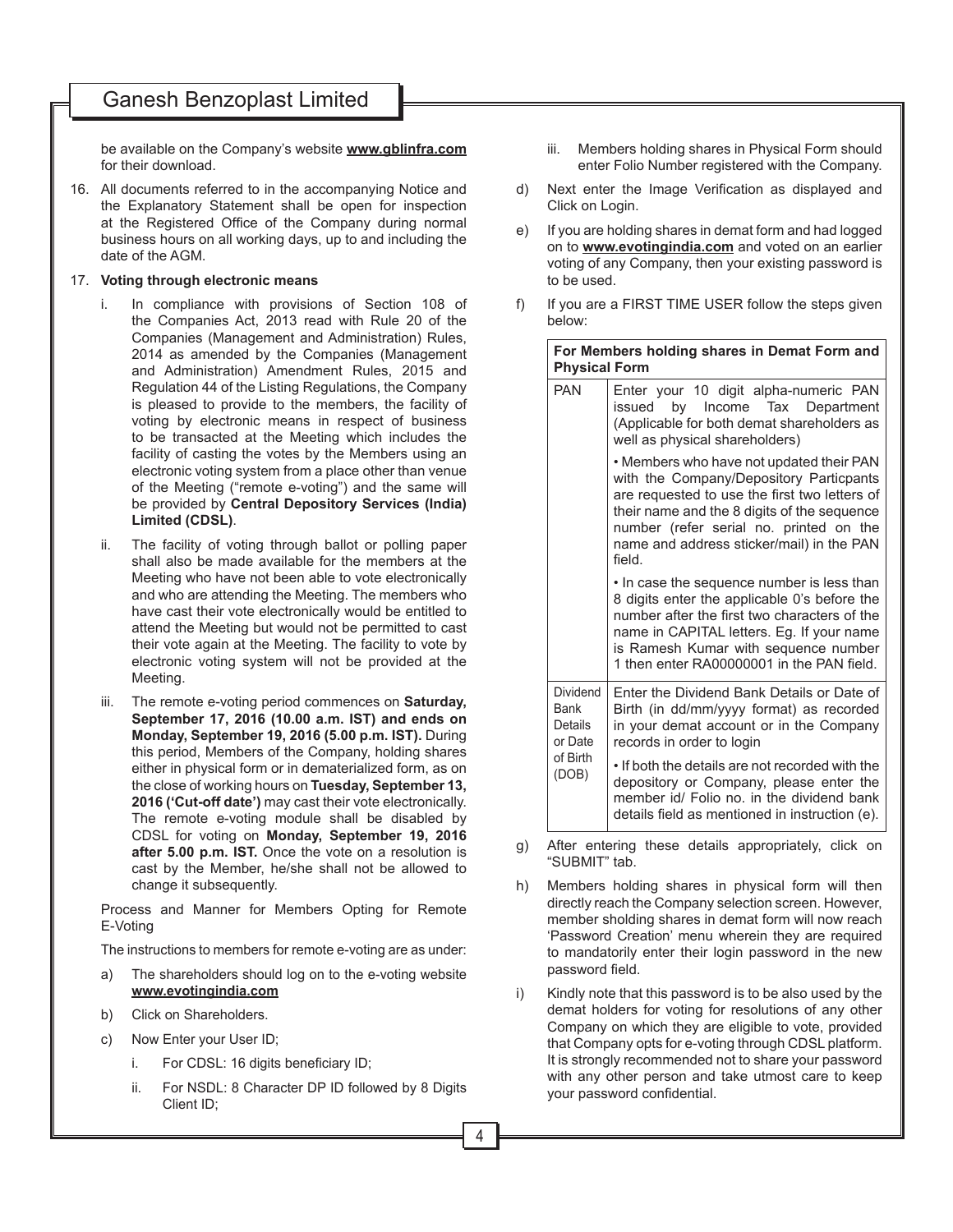be available on the Company's website **www.gblinfra.com** for their download.

16. All documents referred to in the accompanying Notice and the Explanatory Statement shall be open for inspection at the Registered Office of the Company during normal business hours on all working days, up to and including the date of the AGM.

17. **Voting through electronic means**

    i. In compliance with provisions of Section 108 of the Companies Act, 2013 read with Rule 20 of the Companies (Management and Administration) Rules, 2014 as amended by the Companies (Management and Administration) Amendment Rules, 2015 and Regulation 44 of the Listing Regulations, the Company is pleased to provide to the members, the facility of voting by electronic means in respect of business to be transacted at the Meeting which includes the facility of casting the votes by the Members using an electronic voting system from a place other than venue of the Meeting ("remote e-voting") and the same will be provided by **Central Depository Services (India) Limited (CDSL)**.

    ii. The facility of voting through ballot or polling paper shall also be made available for the members at the Meeting who have not been able to vote electronically and who are attending the Meeting. The members who have cast their vote electronically would be entitled to attend the Meeting but would not be permitted to cast their vote again at the Meeting. The facility to vote by electronic voting system will not be provided at the Meeting.

    iii. The remote e-voting period commences on **Saturday, September 17, 2016 (10.00 a.m. IST) and ends on Monday, September 19, 2016 (5.00 p.m. IST).** During this period, Members of the Company, holding shares either in physical form or in dematerialized form, as on the close of working hours on **Tuesday, September 13, 2016 ('Cut-off date')** may cast their vote electronically. The remote e-voting module shall be disabled by CDSL for voting on **Monday, September 19, 2016 after 5.00 p.m. IST.** Once the vote on a resolution is cast by the Member, he/she shall not be allowed to change it subsequently.

    Process and Manner for Members Opting for Remote E-Voting

    The instructions to members for remote e-voting are as under:

    a) The shareholders should log on to the e-voting website **www.evotingindia.com**

    b) Click on Shareholders.

    c) Now Enter your User ID;

        i. For CDSL: 16 digits beneficiary ID;

        ii. For NSDL: 8 Character DP ID followed by 8 Digits Client ID;

        iii. Members holding shares in Physical Form should enter Folio Number registered with the Company.

    d) Next enter the Image Verification as displayed and Click on Login.

    e) If you are holding shares in demat form and had logged on to **www.evotingindia.com** and voted on an earlier voting of any Company, then your existing password is to be used.

    f) If you are a FIRST TIME USER follow the steps given below:

| **For Members holding shares in Demat Form and Physical Form** | |
|---|---|
| PAN | Enter your 10 digit alpha-numeric PAN issued by Income Tax Department (Applicable for both demat shareholders as well as physical shareholders)<br>• Members who have not updated their PAN with the Company/Depository Particpants are requested to use the first two letters of their name and the 8 digits of the sequence number (refer serial no. printed on the name and address sticker/mail) in the PAN field.<br>• In case the sequence number is less than 8 digits enter the applicable 0's before the number after the first two characters of the name in CAPITAL letters. Eg. If your name is Ramesh Kumar with sequence number 1 then enter RA00000001 in the PAN field. |
| Dividend Bank Details or Date of Birth (DOB) | Enter the Dividend Bank Details or Date of Birth (in dd/mm/yyyy format) as recorded in your demat account or in the Company records in order to login<br>• If both the details are not recorded with the depository or Company, please enter the member id/ Folio no. in the dividend bank details field as mentioned in instruction (e). |

    g) After entering these details appropriately, click on "SUBMIT" tab.

    h) Members holding shares in physical form will then directly reach the Company selection screen. However, member sholding shares in demat form will now reach 'Password Creation' menu wherein they are required to mandatorily enter their login password in the new password field.

    i) Kindly note that this password is to be also used by the demat holders for voting for resolutions of any other Company on which they are eligible to vote, provided that Company opts for e-voting through CDSL platform. It is strongly recommended not to share your password with any other person and take utmost care to keep your password confidential.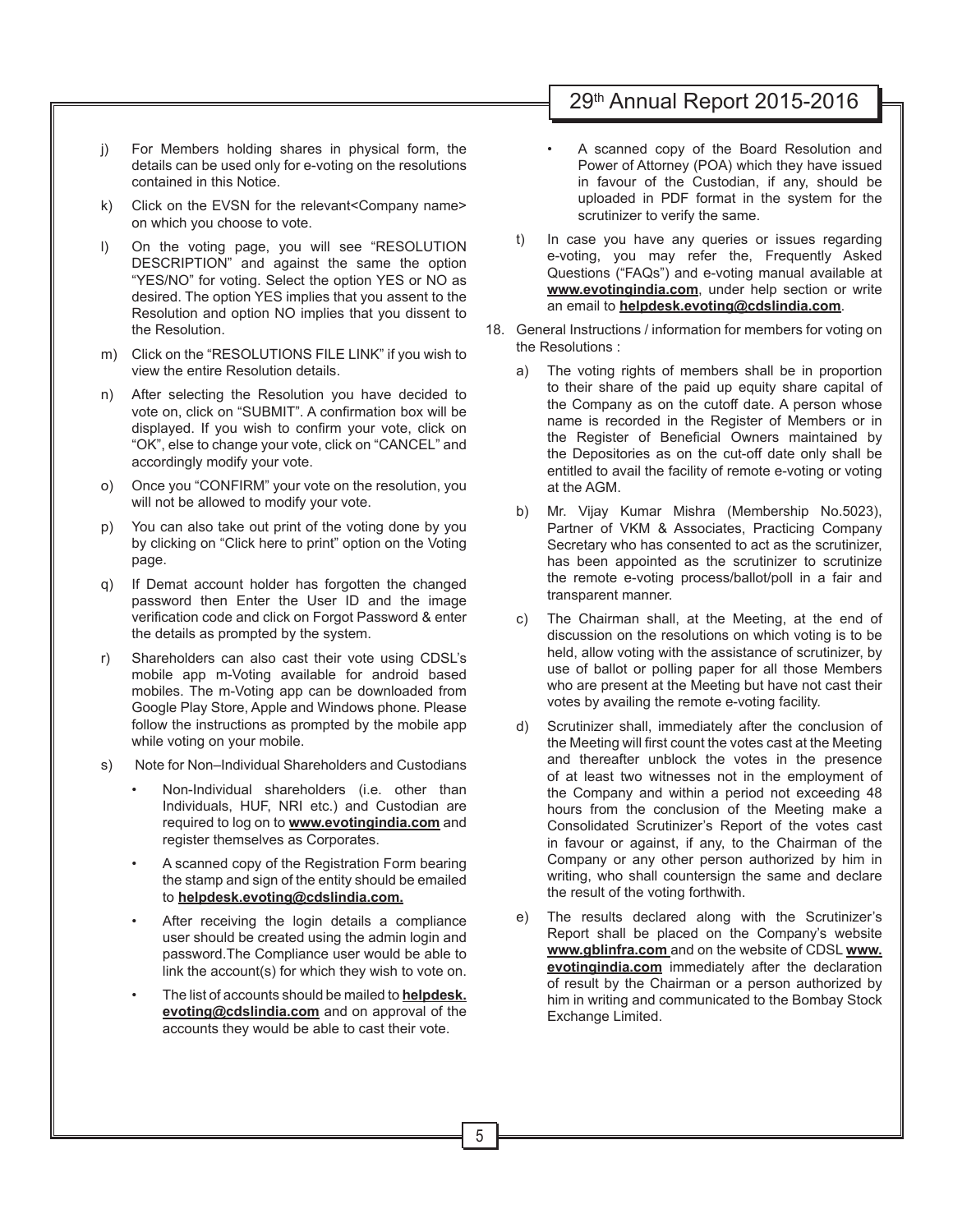j) For Members holding shares in physical form, the details can be used only for e-voting on the resolutions contained in this Notice.

k) Click on the EVSN for the relevant<Company name> on which you choose to vote.

l) On the voting page, you will see "RESOLUTION DESCRIPTION" and against the same the option "YES/NO" for voting. Select the option YES or NO as desired. The option YES implies that you assent to the Resolution and option NO implies that you dissent to the Resolution.

m) Click on the "RESOLUTIONS FILE LINK" if you wish to view the entire Resolution details.

n) After selecting the Resolution you have decided to vote on, click on "SUBMIT". A confirmation box will be displayed. If you wish to confirm your vote, click on "OK", else to change your vote, click on "CANCEL" and accordingly modify your vote.

o) Once you "CONFIRM" your vote on the resolution, you will not be allowed to modify your vote.

p) You can also take out print of the voting done by you by clicking on "Click here to print" option on the Voting page.

q) If Demat account holder has forgotten the changed password then Enter the User ID and the image verification code and click on Forgot Password & enter the details as prompted by the system.

r) Shareholders can also cast their vote using CDSL's mobile app m-Voting available for android based mobiles. The m-Voting app can be downloaded from Google Play Store, Apple and Windows phone. Please follow the instructions as prompted by the mobile app while voting on your mobile.

s) Note for Non–Individual Shareholders and Custodians

- Non-Individual shareholders (i.e. other than Individuals, HUF, NRI etc.) and Custodian are required to log on to **www.evotingindia.com** and register themselves as Corporates.
- A scanned copy of the Registration Form bearing the stamp and sign of the entity should be emailed to **helpdesk.evoting@cdslindia.com.**
- After receiving the login details a compliance user should be created using the admin login and password.The Compliance user would be able to link the account(s) for which they wish to vote on.
- The list of accounts should be mailed to **helpdesk.evoting@cdslindia.com** and on approval of the accounts they would be able to cast their vote.
- A scanned copy of the Board Resolution and Power of Attorney (POA) which they have issued in favour of the Custodian, if any, should be uploaded in PDF format in the system for the scrutinizer to verify the same.

t) In case you have any queries or issues regarding e-voting, you may refer the, Frequently Asked Questions ("FAQs") and e-voting manual available at **www.evotingindia.com**, under help section or write an email to **helpdesk.evoting@cdslindia.com**.

18. General Instructions / information for members for voting on the Resolutions :

a) The voting rights of members shall be in proportion to their share of the paid up equity share capital of the Company as on the cutoff date. A person whose name is recorded in the Register of Members or in the Register of Beneficial Owners maintained by the Depositories as on the cut-off date only shall be entitled to avail the facility of remote e-voting or voting at the AGM.

b) Mr. Vijay Kumar Mishra (Membership No.5023), Partner of VKM & Associates, Practicing Company Secretary who has consented to act as the scrutinizer, has been appointed as the scrutinizer to scrutinize the remote e-voting process/ballot/poll in a fair and transparent manner.

c) The Chairman shall, at the Meeting, at the end of discussion on the resolutions on which voting is to be held, allow voting with the assistance of scrutinizer, by use of ballot or polling paper for all those Members who are present at the Meeting but have not cast their votes by availing the remote e-voting facility.

d) Scrutinizer shall, immediately after the conclusion of the Meeting will first count the votes cast at the Meeting and thereafter unblock the votes in the presence of at least two witnesses not in the employment of the Company and within a period not exceeding 48 hours from the conclusion of the Meeting make a Consolidated Scrutinizer's Report of the votes cast in favour or against, if any, to the Chairman of the Company or any other person authorized by him in writing, who shall countersign the same and declare the result of the voting forthwith.

e) The results declared along with the Scrutinizer's Report shall be placed on the Company's website **www.gblinfra.com** and on the website of CDSL **www.evotingindia.com** immediately after the declaration of result by the Chairman or a person authorized by him in writing and communicated to the Bombay Stock Exchange Limited.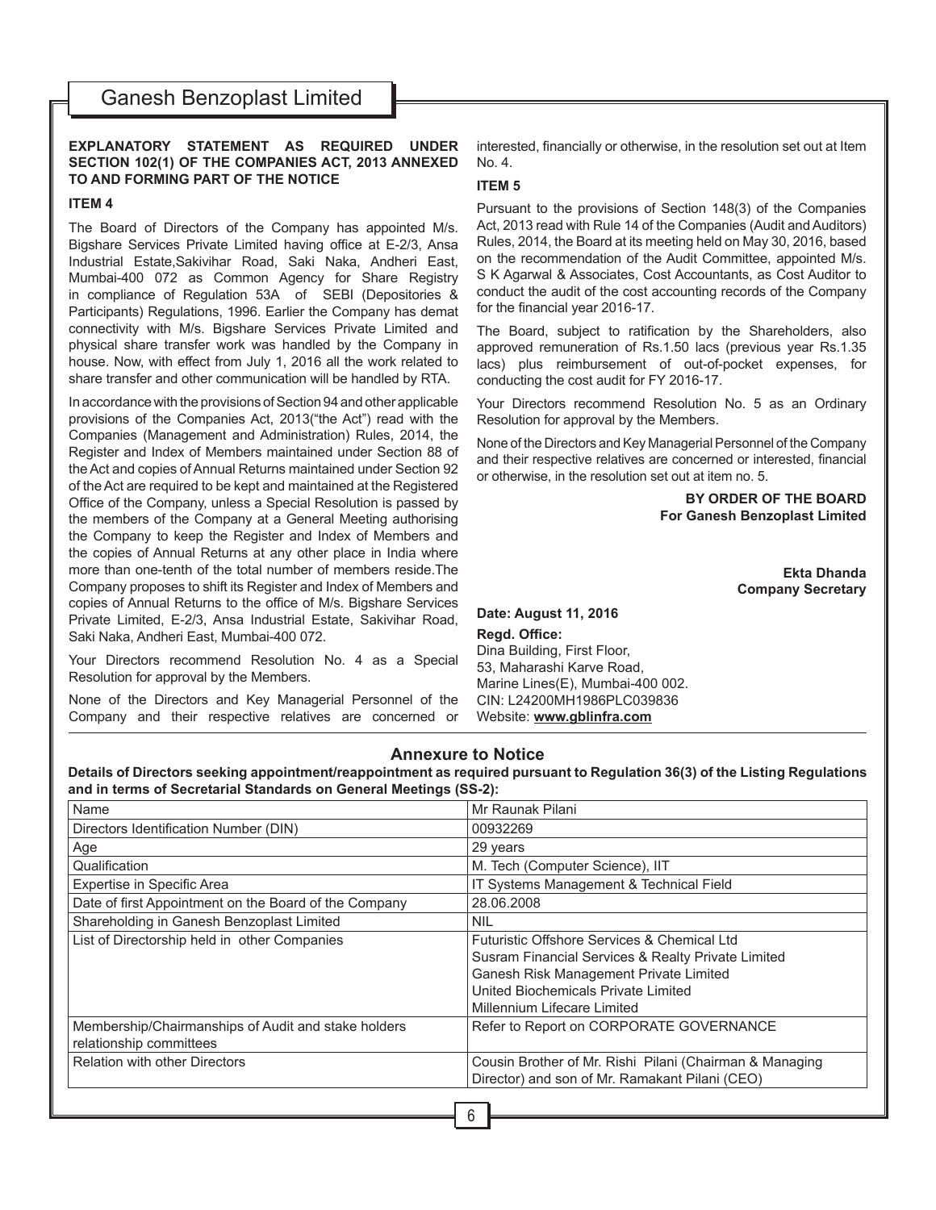**EXPLANATORY STATEMENT AS REQUIRED UNDER SECTION 102(1) OF THE COMPANIES ACT, 2013 ANNEXED TO AND FORMING PART OF THE NOTICE**

**ITEM 4**

The Board of Directors of the Company has appointed M/s. Bigshare Services Private Limited having office at E-2/3, Ansa Industrial Estate,Sakivihar Road, Saki Naka, Andheri East, Mumbai-400 072 as Common Agency for Share Registry in compliance of Regulation 53A of SEBI (Depositories & Participants) Regulations, 1996. Earlier the Company has demat connectivity with M/s. Bigshare Services Private Limited and physical share transfer work was handled by the Company in house. Now, with effect from July 1, 2016 all the work related to share transfer and other communication will be handled by RTA.

In accordance with the provisions of Section 94 and other applicable provisions of the Companies Act, 2013("the Act") read with the Companies (Management and Administration) Rules, 2014, the Register and Index of Members maintained under Section 88 of the Act and copies of Annual Returns maintained under Section 92 of the Act are required to be kept and maintained at the Registered Office of the Company, unless a Special Resolution is passed by the members of the Company at a General Meeting authorising the Company to keep the Register and Index of Members and the copies of Annual Returns at any other place in India where more than one-tenth of the total number of members reside.The Company proposes to shift its Register and Index of Members and copies of Annual Returns to the office of M/s. Bigshare Services Private Limited, E-2/3, Ansa Industrial Estate, Sakivihar Road, Saki Naka, Andheri East, Mumbai-400 072.

Your Directors recommend Resolution No. 4 as a Special Resolution for approval by the Members.

None of the Directors and Key Managerial Personnel of the Company and their respective relatives are concerned or interested, financially or otherwise, in the resolution set out at Item No. 4.

**ITEM 5**

Pursuant to the provisions of Section 148(3) of the Companies Act, 2013 read with Rule 14 of the Companies (Audit and Auditors) Rules, 2014, the Board at its meeting held on May 30, 2016, based on the recommendation of the Audit Committee, appointed M/s. S K Agarwal & Associates, Cost Accountants, as Cost Auditor to conduct the audit of the cost accounting records of the Company for the financial year 2016-17.

The Board, subject to ratification by the Shareholders, also approved remuneration of Rs.1.50 lacs (previous year Rs.1.35 lacs) plus reimbursement of out-of-pocket expenses, for conducting the cost audit for FY 2016-17.

Your Directors recommend Resolution No. 5 as an Ordinary Resolution for approval by the Members.

None of the Directors and Key Managerial Personnel of the Company and their respective relatives are concerned or interested, financial or otherwise, in the resolution set out at item no. 5.

**BY ORDER OF THE BOARD**
**For Ganesh Benzoplast Limited**

**Ekta Dhanda**
**Company Secretary**

**Date: August 11, 2016**

**Regd. Office:**
Dina Building, First Floor,
53, Maharashi Karve Road,
Marine Lines(E), Mumbai-400 002.
CIN: L24200MH1986PLC039836
Website: **www.gblinfra.com**

## Annexure to Notice

**Details of Directors seeking appointment/reappointment as required pursuant to Regulation 36(3) of the Listing Regulations and in terms of Secretarial Standards on General Meetings (SS-2):**

| | |
|---|---|
| Name | Mr Raunak Pilani |
| Directors Identification Number (DIN) | 00932269 |
| Age | 29 years |
| Qualification | M. Tech (Computer Science), IIT |
| Expertise in Specific Area | IT Systems Management & Technical Field |
| Date of first Appointment on the Board of the Company | 28.06.2008 |
| Shareholding in Ganesh Benzoplast Limited | NIL |
| List of Directorship held in other Companies | Futuristic Offshore Services & Chemical Ltd<br>Susram Financial Services & Realty Private Limited<br>Ganesh Risk Management Private Limited<br>United Biochemicals Private Limited<br>Millennium Lifecare Limited |
| Membership/Chairmanships of Audit and stake holders relationship committees | Refer to Report on CORPORATE GOVERNANCE |
| Relation with other Directors | Cousin Brother of Mr. Rishi Pilani (Chairman & Managing Director) and son of Mr. Ramakant Pilani (CEO) |